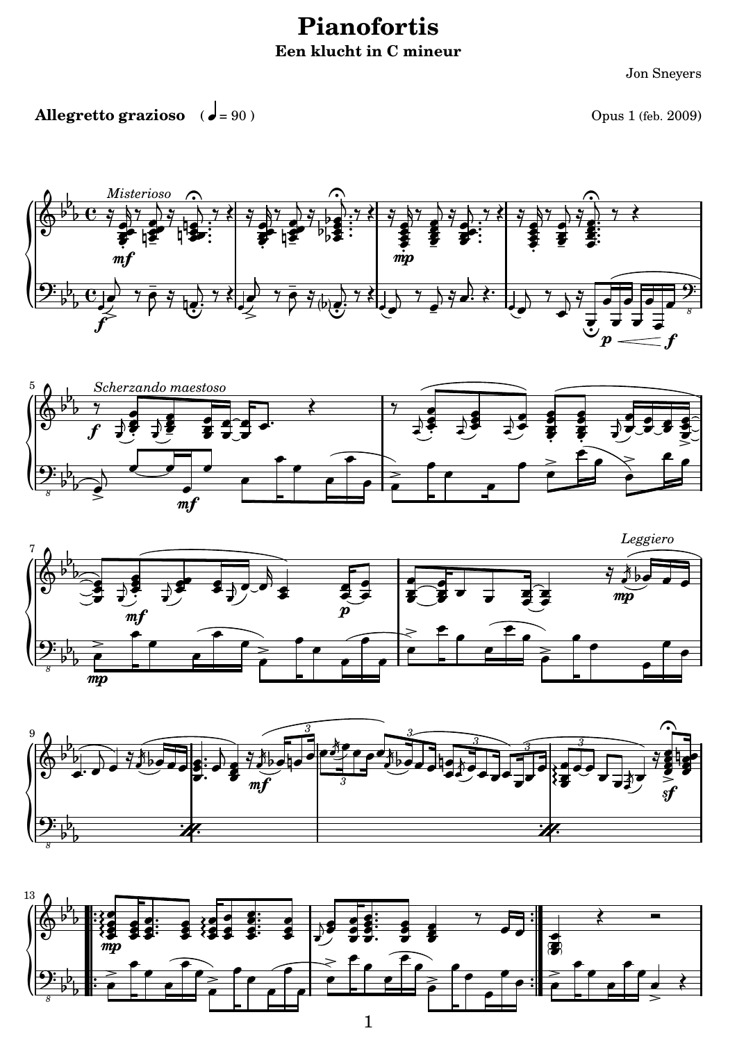# Pianofortis

## Een klucht in C mineur

Jon Sneyers

**Allegretto grazioso** ( ♩ = 90 )

Opus 1 (feb. 2009)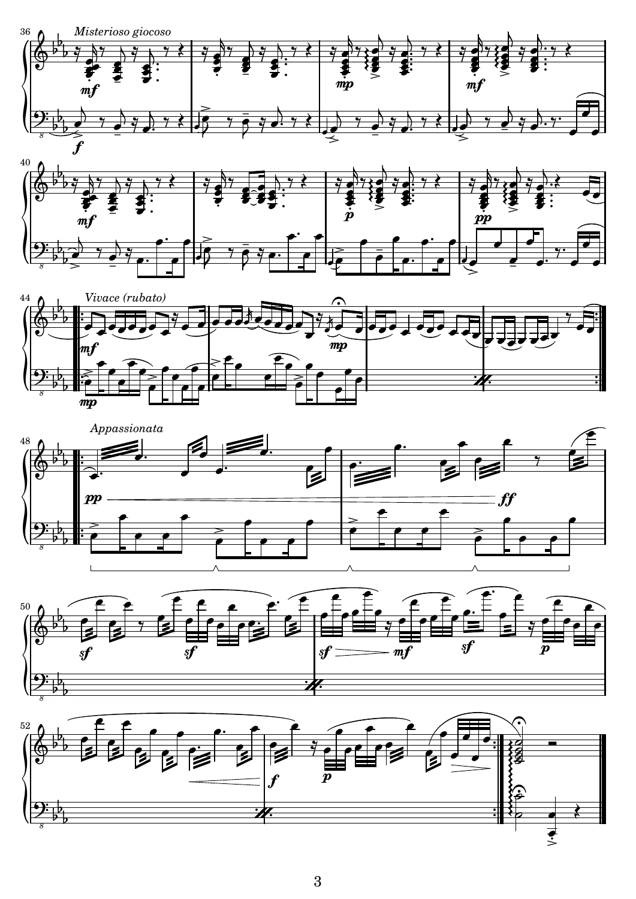*Misterioso giocoso*

*Vivace (rubato)*

*Appassionata*